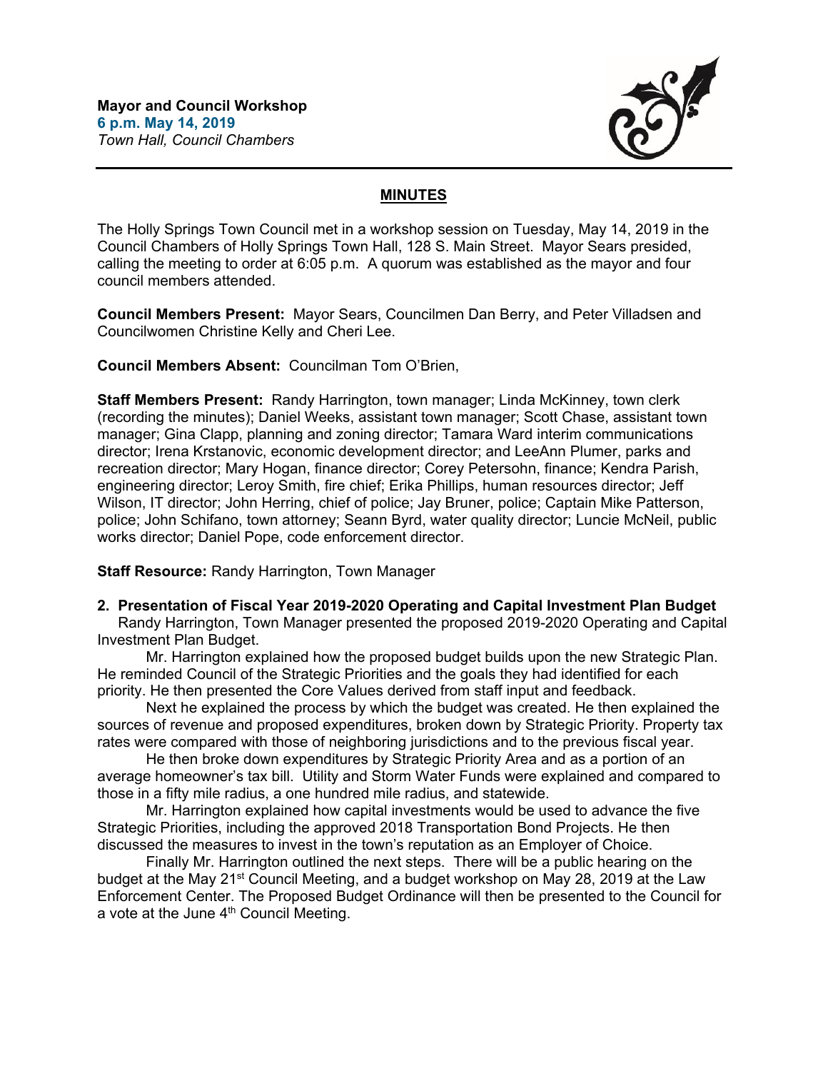**Mayor and Council Workshop**
**6 p.m. May 14, 2019**
*Town Hall, Council Chambers*

---

## MINUTES

The Holly Springs Town Council met in a workshop session on Tuesday, May 14, 2019 in the Council Chambers of Holly Springs Town Hall, 128 S. Main Street. Mayor Sears presided, calling the meeting to order at 6:05 p.m. A quorum was established as the mayor and four council members attended.

**Council Members Present:** Mayor Sears, Councilmen Dan Berry, and Peter Villadsen and Councilwomen Christine Kelly and Cheri Lee.

**Council Members Absent:** Councilman Tom O'Brien,

**Staff Members Present:** Randy Harrington, town manager; Linda McKinney, town clerk (recording the minutes); Daniel Weeks, assistant town manager; Scott Chase, assistant town manager; Gina Clapp, planning and zoning director; Tamara Ward interim communications director; Irena Krstanovic, economic development director; and LeeAnn Plumer, parks and recreation director; Mary Hogan, finance director; Corey Petersohn, finance; Kendra Parish, engineering director; Leroy Smith, fire chief; Erika Phillips, human resources director; Jeff Wilson, IT director; John Herring, chief of police; Jay Bruner, police; Captain Mike Patterson, police; John Schifano, town attorney; Seann Byrd, water quality director; Luncie McNeil, public works director; Daniel Pope, code enforcement director.

**Staff Resource:** Randy Harrington, Town Manager

**2. Presentation of Fiscal Year 2019-2020 Operating and Capital Investment Plan Budget**
Randy Harrington, Town Manager presented the proposed 2019-2020 Operating and Capital Investment Plan Budget.

Mr. Harrington explained how the proposed budget builds upon the new Strategic Plan. He reminded Council of the Strategic Priorities and the goals they had identified for each priority. He then presented the Core Values derived from staff input and feedback.

Next he explained the process by which the budget was created. He then explained the sources of revenue and proposed expenditures, broken down by Strategic Priority. Property tax rates were compared with those of neighboring jurisdictions and to the previous fiscal year.

He then broke down expenditures by Strategic Priority Area and as a portion of an average homeowner's tax bill. Utility and Storm Water Funds were explained and compared to those in a fifty mile radius, a one hundred mile radius, and statewide.

Mr. Harrington explained how capital investments would be used to advance the five Strategic Priorities, including the approved 2018 Transportation Bond Projects. He then discussed the measures to invest in the town's reputation as an Employer of Choice.

Finally Mr. Harrington outlined the next steps. There will be a public hearing on the budget at the May 21st Council Meeting, and a budget workshop on May 28, 2019 at the Law Enforcement Center. The Proposed Budget Ordinance will then be presented to the Council for a vote at the June 4th Council Meeting.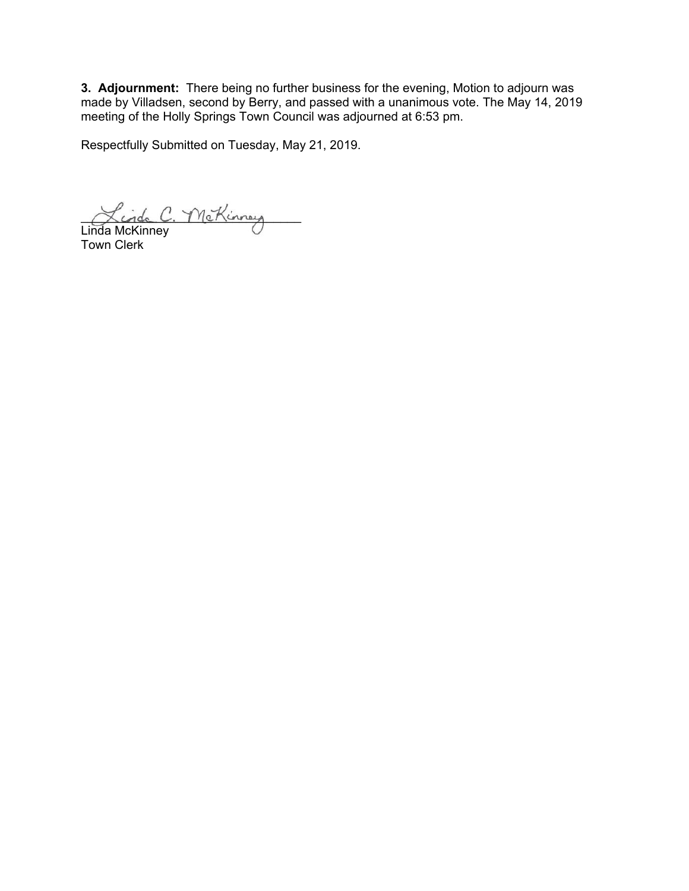**3. Adjournment:** There being no further business for the evening, Motion to adjourn was made by Villadsen, second by Berry, and passed with a unanimous vote. The May 14, 2019 meeting of the Holly Springs Town Council was adjourned at 6:53 pm.

Respectfully Submitted on Tuesday, May 21, 2019.

Linda C. McKinney
\_\_\_\_\_\_\_\_\_\_\_\_\_\_\_\_\_\_\_\_\_\_\_\_\_\_\_\_

Linda McKinney
Town Clerk